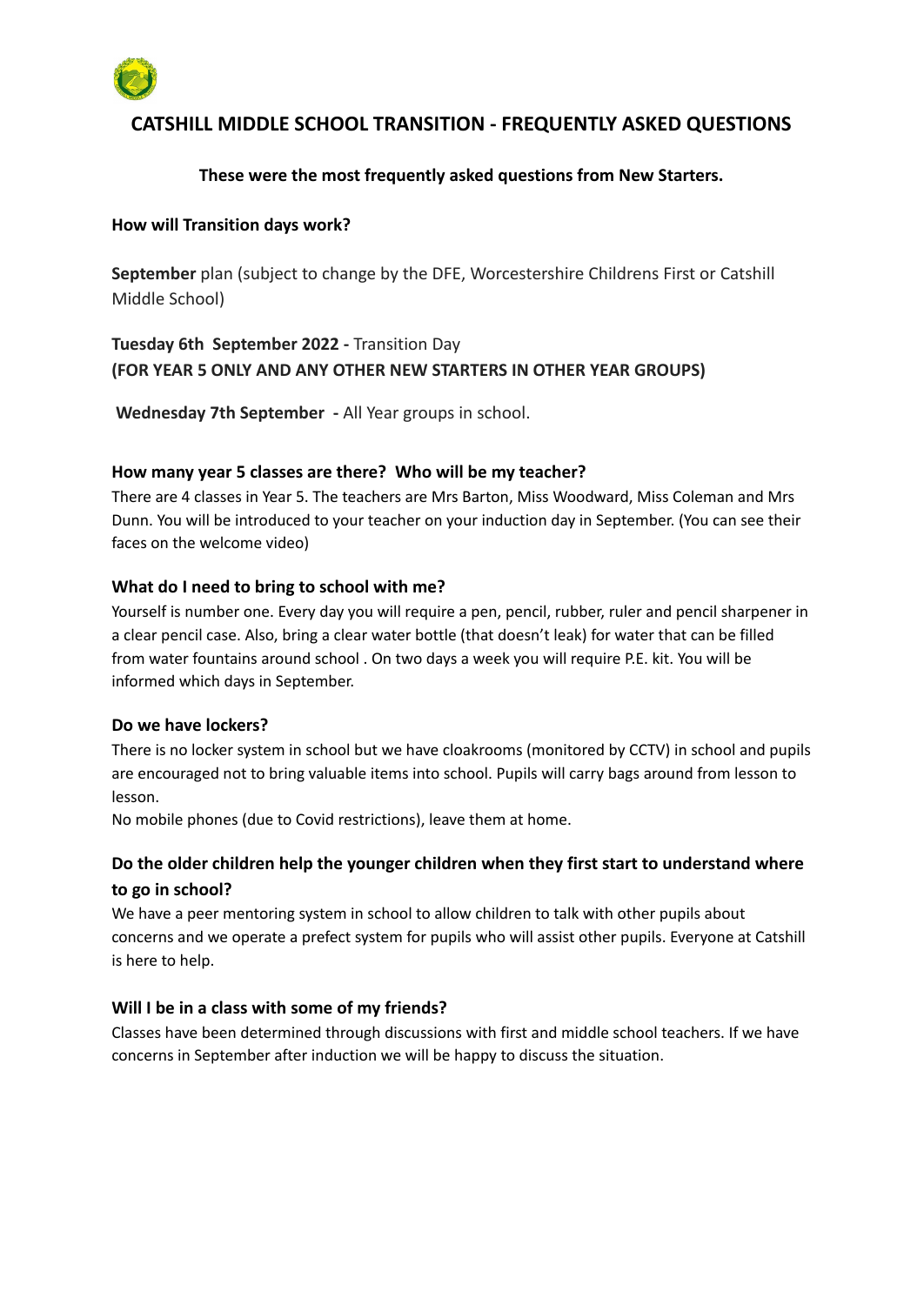# CATSHILL MIDDLE SCHOOL TRANSITION - FREQUENTLY ASKED QUESTIONS

**These were the most frequently asked questions from New Starters.**

### How will Transition days work?

**September** plan (subject to change by the DFE, Worcestershire Childrens First or Catshill Middle School)

**Tuesday 6th September 2022 -** Transition Day
**(FOR YEAR 5 ONLY AND ANY OTHER NEW STARTERS IN OTHER YEAR GROUPS)**

**Wednesday 7th September -** All Year groups in school.

### How many year 5 classes are there? Who will be my teacher?

There are 4 classes in Year 5. The teachers are Mrs Barton, Miss Woodward, Miss Coleman and Mrs Dunn. You will be introduced to your teacher on your induction day in September. (You can see their faces on the welcome video)

### What do I need to bring to school with me?

Yourself is number one. Every day you will require a pen, pencil, rubber, ruler and pencil sharpener in a clear pencil case. Also, bring a clear water bottle (that doesn't leak) for water that can be filled from water fountains around school . On two days a week you will require P.E. kit. You will be informed which days in September.

### Do we have lockers?

There is no locker system in school but we have cloakrooms (monitored by CCTV) in school and pupils are encouraged not to bring valuable items into school. Pupils will carry bags around from lesson to lesson.

No mobile phones (due to Covid restrictions), leave them at home.

### Do the older children help the younger children when they first start to understand where to go in school?

We have a peer mentoring system in school to allow children to talk with other pupils about concerns and we operate a prefect system for pupils who will assist other pupils. Everyone at Catshill is here to help.

### Will I be in a class with some of my friends?

Classes have been determined through discussions with first and middle school teachers. If we have concerns in September after induction we will be happy to discuss the situation.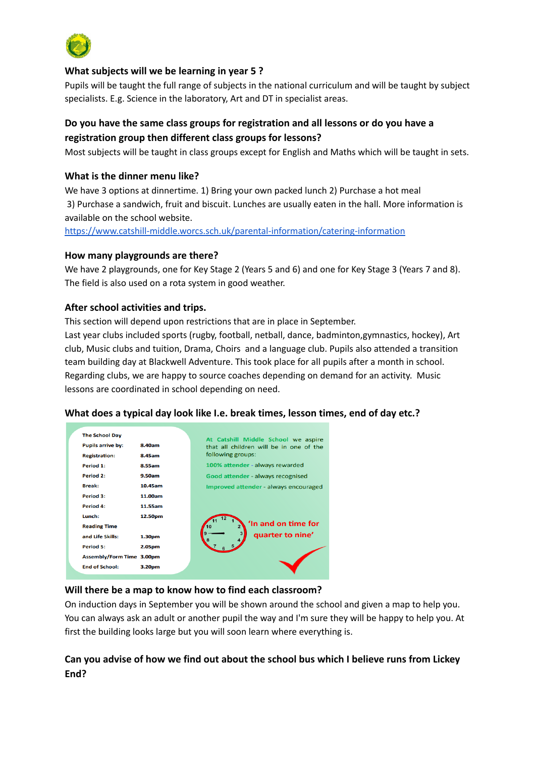### What subjects will we be learning in year 5 ?

Pupils will be taught the full range of subjects in the national curriculum and will be taught by subject specialists. E.g. Science in the laboratory, Art and DT in specialist areas.

### Do you have the same class groups for registration and all lessons or do you have a registration group then different class groups for lessons?

Most subjects will be taught in class groups except for English and Maths which will be taught in sets.

### What is the dinner menu like?

We have 3 options at dinnertime. 1) Bring your own packed lunch 2) Purchase a hot meal 3) Purchase a sandwich, fruit and biscuit. Lunches are usually eaten in the hall. More information is available on the school website.

https://www.catshill-middle.worcs.sch.uk/parental-information/catering-information

### How many playgrounds are there?

We have 2 playgrounds, one for Key Stage 2 (Years 5 and 6) and one for Key Stage 3 (Years 7 and 8). The field is also used on a rota system in good weather.

### After school activities and trips.

This section will depend upon restrictions that are in place in September.

Last year clubs included sports (rugby, football, netball, dance, badminton,gymnastics, hockey), Art club, Music clubs and tuition, Drama, Choirs and a language club. Pupils also attended a transition team building day at Blackwell Adventure. This took place for all pupils after a month in school. Regarding clubs, we are happy to source coaches depending on demand for an activity. Music lessons are coordinated in school depending on need.

### What does a typical day look like I.e. break times, lesson times, end of day etc.?

**The School Day**

| | |
|---|---|
| Pupils arrive by: | 8.40am |
| Registration: | 8.45am |
| Period 1: | 8.55am |
| Period 2: | 9.50am |
| Break: | 10.45am |
| Period 3: | 11.00am |
| Period 4: | 11.55am |
| Lunch: | 12.50pm |
| Reading Time and Life Skills: | 1.30pm |
| Period 5: | 2.05pm |
| Assembly/Form Time | 3.00pm |
| End of School: | 3.20pm |

At Catshill Middle School we aspire that all children will be in one of the following groups:

100% attender - always rewarded

Good attender - always recognised

Improved attender - always encouraged

'In and on time for quarter to nine'

### Will there be a map to know how to find each classroom?

On induction days in September you will be shown around the school and given a map to help you. You can always ask an adult or another pupil the way and I'm sure they will be happy to help you. At first the building looks large but you will soon learn where everything is.

### Can you advise of how we find out about the school bus which I believe runs from Lickey End?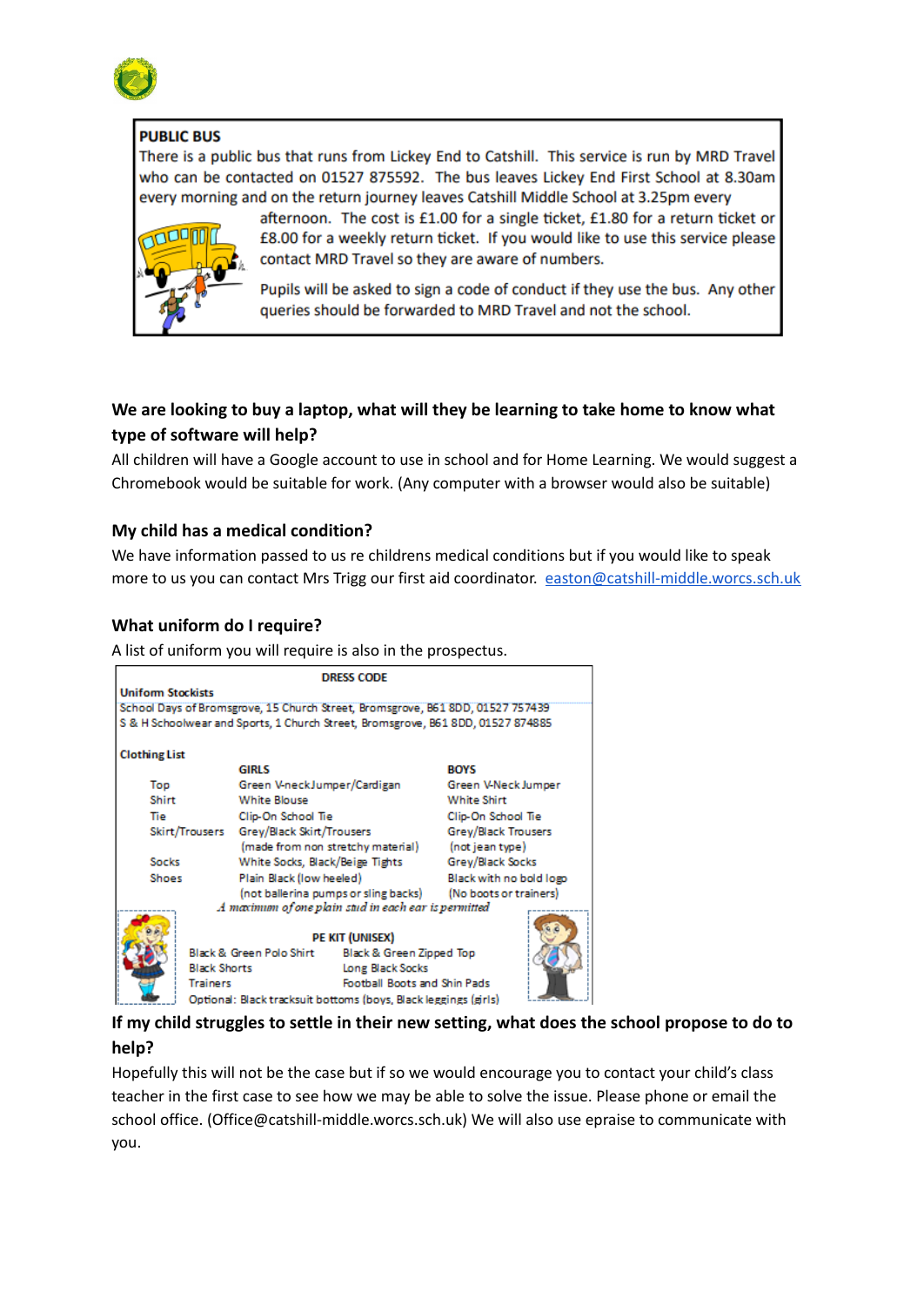**PUBLIC BUS**

There is a public bus that runs from Lickey End to Catshill. This service is run by MRD Travel who can be contacted on 01527 875592. The bus leaves Lickey End First School at 8.30am every morning and on the return journey leaves Catshill Middle School at 3.25pm every afternoon. The cost is £1.00 for a single ticket, £1.80 for a return ticket or £8.00 for a weekly return ticket. If you would like to use this service please contact MRD Travel so they are aware of numbers.

Pupils will be asked to sign a code of conduct if they use the bus. Any other queries should be forwarded to MRD Travel and not the school.

### We are looking to buy a laptop, what will they be learning to take home to know what type of software will help?

All children will have a Google account to use in school and for Home Learning. We would suggest a Chromebook would be suitable for work. (Any computer with a browser would also be suitable)

### My child has a medical condition?

We have information passed to us re childrens medical conditions but if you would like to speak more to us you can contact Mrs Trigg our first aid coordinator. easton@catshill-middle.worcs.sch.uk

### What uniform do I require?

A list of uniform you will require is also in the prospectus.

**DRESS CODE**

**Uniform Stockists**

School Days of Bromsgrove, 15 Church Street, Bromsgrove, B61 8DD, 01527 757439
S & H Schoolwear and Sports, 1 Church Street, Bromsgrove, B61 8DD, 01527 874885

**Clothing List**

| | GIRLS | BOYS |
|---|---|---|
| Top | Green V-neck Jumper/Cardigan | Green V-Neck Jumper |
| Shirt | White Blouse | White Shirt |
| Tie | Clip-On School Tie | Clip-On School Tie |
| Skirt/Trousers | Grey/Black Skirt/Trousers (made from non stretchy material) | Grey/Black Trousers (not jean type) |
| Socks | White Socks, Black/Beige Tights | Grey/Black Socks |
| Shoes | Plain Black (low heeled) (not ballerina pumps or sling backs) | Black with no bold logo (No boots or trainers) |

*A maximum of one plain stud in each ear is permitted*

**PE KIT (UNISEX)**

| | |
|---|---|
| Black & Green Polo Shirt | Black & Green Zipped Top |
| Black Shorts | Long Black Socks |
| Trainers | Football Boots and Shin Pads |

Optional: Black tracksuit bottoms (boys, Black leggings (girls)

### If my child struggles to settle in their new setting, what does the school propose to do to help?

Hopefully this will not be the case but if so we would encourage you to contact your child's class teacher in the first case to see how we may be able to solve the issue. Please phone or email the school office. (Office@catshill-middle.worcs.sch.uk) We will also use epraise to communicate with you.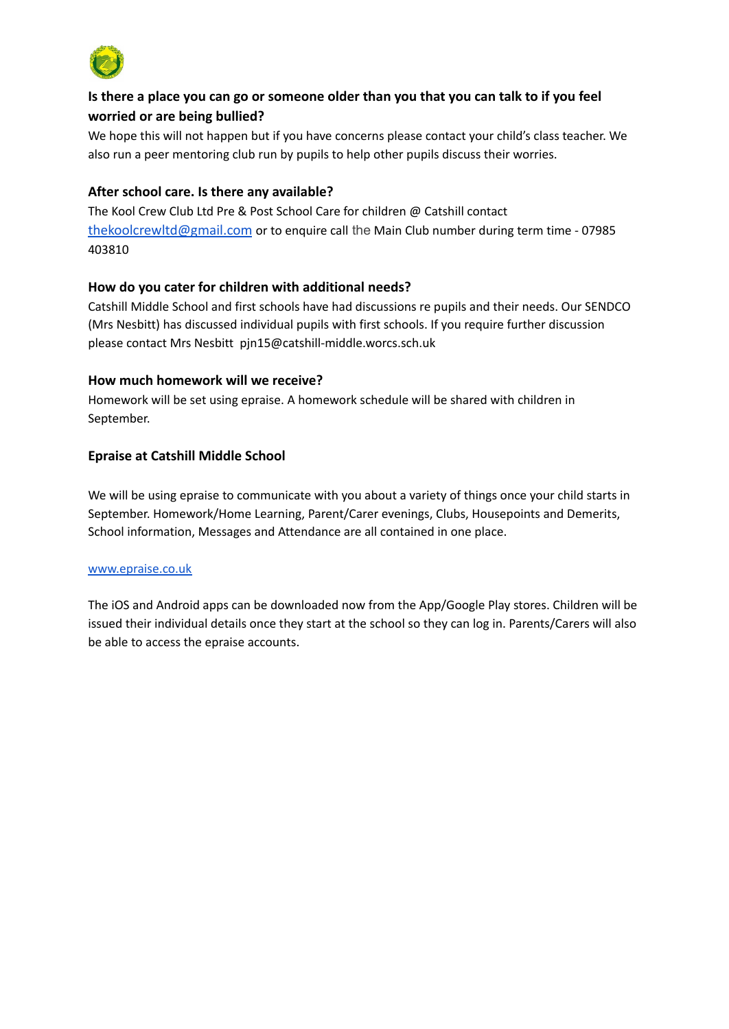**Is there a place you can go or someone older than you that you can talk to if you feel worried or are being bullied?**

We hope this will not happen but if you have concerns please contact your child's class teacher. We also run a peer mentoring club run by pupils to help other pupils discuss their worries.

**After school care. Is there any available?**

The Kool Crew Club Ltd Pre & Post School Care for children @ Catshill contact thekoolcrewltd@gmail.com or to enquire call the Main Club number during term time - 07985 403810

**How do you cater for children with additional needs?**

Catshill Middle School and first schools have had discussions re pupils and their needs. Our SENDCO (Mrs Nesbitt) has discussed individual pupils with first schools. If you require further discussion please contact Mrs Nesbitt pjn15@catshill-middle.worcs.sch.uk

**How much homework will we receive?**

Homework will be set using epraise. A homework schedule will be shared with children in September.

**Epraise at Catshill Middle School**

We will be using epraise to communicate with you about a variety of things once your child starts in September. Homework/Home Learning, Parent/Carer evenings, Clubs, Housepoints and Demerits, School information, Messages and Attendance are all contained in one place.

www.epraise.co.uk

The iOS and Android apps can be downloaded now from the App/Google Play stores. Children will be issued their individual details once they start at the school so they can log in. Parents/Carers will also be able to access the epraise accounts.